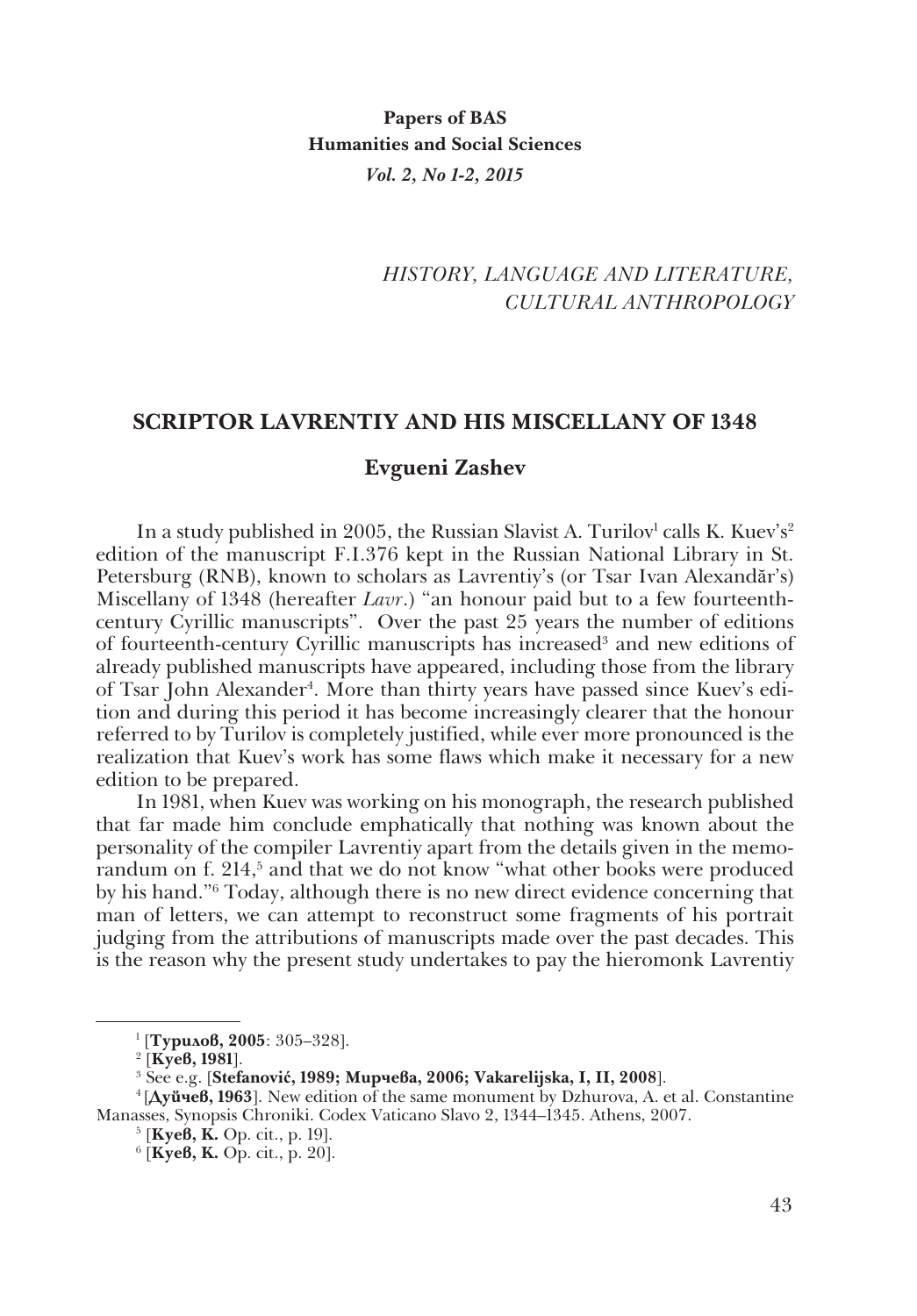**Papers of BAS**
**Humanities and Social Sciences**
*Vol. 2, No 1-2, 2015*

*HISTORY, LANGUAGE AND LITERATURE, CULTURAL ANTHROPOLOGY*

# SCRIPTOR LAVRENTIY AND HIS MISCELLANY OF 1348

## Evgueni Zashev

In a study published in 2005, the Russian Slavist A. Turilov[1] calls K. Kuev's[2] edition of the manuscript F.I.376 kept in the Russian National Library in St. Petersburg (RNB), known to scholars as Lavrentiy's (or Tsar Ivan Alexandăr's) Miscellany of 1348 (hereafter *Lavr*.) "an honour paid but to a few fourteenth-century Cyrillic manuscripts". Over the past 25 years the number of editions of fourteenth-century Cyrillic manuscripts has increased[3] and new editions of already published manuscripts have appeared, including those from the library of Tsar John Alexander[4]. More than thirty years have passed since Kuev's edition and during this period it has become increasingly clearer that the honour referred to by Turilov is completely justified, while ever more pronounced is the realization that Kuev's work has some flaws which make it necessary for a new edition to be prepared.

In 1981, when Kuev was working on his monograph, the research published that far made him conclude emphatically that nothing was known about the personality of the compiler Lavrentiy apart from the details given in the memorandum on f. 214,[5] and that we do not know "what other books were produced by his hand."[6] Today, although there is no new direct evidence concerning that man of letters, we can attempt to reconstruct some fragments of his portrait judging from the attributions of manuscripts made over the past decades. This is the reason why the present study undertakes to pay the hieromonk Lavrentiy

---

[1] [**Турилов, 2005**: 305–328].

[2] [**Куев, 1981**].

[3] See e.g. [**Stefanović, 1989; Мирчева, 2006; Vakarelijska, I, II, 2008**].

[4] [**Дуйчев, 1963**]. New edition of the same monument by Dzhurova, A. et al. Constantine Manasses, Synopsis Chroniki. Codex Vaticano Slavo 2, 1344–1345. Athens, 2007.

[5] [**Куев, К.** Op. cit., p. 19].

[6] [**Куев, К.** Op. cit., p. 20].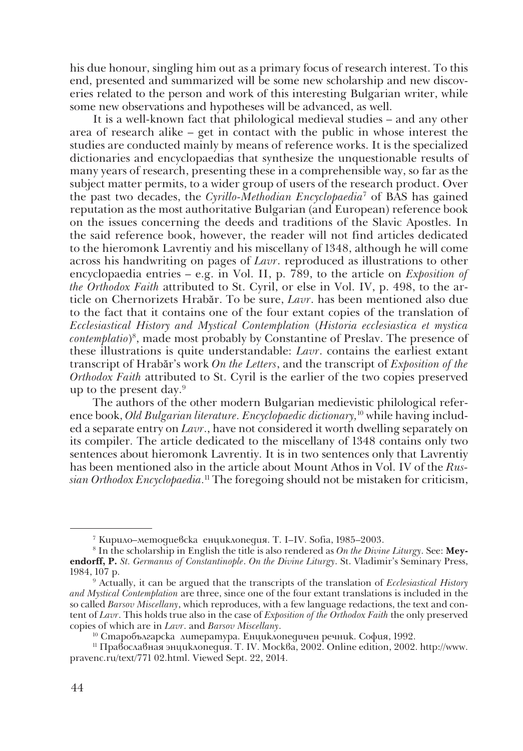his due honour, singling him out as a primary focus of research interest. To this end, presented and summarized will be some new scholarship and new discoveries related to the person and work of this interesting Bulgarian writer, while some new observations and hypotheses will be advanced, as well.

It is a well-known fact that philological medieval studies – and any other area of research alike – get in contact with the public in whose interest the studies are conducted mainly by means of reference works. It is the specialized dictionaries and encyclopaedias that synthesize the unquestionable results of many years of research, presenting these in a comprehensible way, so far as the subject matter permits, to a wider group of users of the research product. Over the past two decades, the *Cyrillo-Methodian Encyclopaedia*[7] of BAS has gained reputation as the most authoritative Bulgarian (and European) reference book on the issues concerning the deeds and traditions of the Slavic Apostles. In the said reference book, however, the reader will not find articles dedicated to the hieromonk Lavrentiy and his miscellany of 1348, although he will come across his handwriting on pages of *Lavr*. reproduced as illustrations to other encyclopaedia entries – e.g. in Vol. II, p. 789, to the article on *Exposition of the Orthodox Faith* attributed to St. Cyril, or else in Vol. IV, p. 498, to the article on Chernorizets Hrabăr. To be sure, *Lavr*. has been mentioned also due to the fact that it contains one of the four extant copies of the translation of *Ecclesiastical History and Mystical Contemplation* (*Historia ecclesiastica et mystica contemplatio*)[8], made most probably by Constantine of Preslav. The presence of these illustrations is quite understandable: *Lavr*. contains the earliest extant transcript of Hrabăr's work *On the Letters*, and the transcript of *Exposition of the Orthodox Faith* attributed to St. Cyril is the earlier of the two copies preserved up to the present day.[9]

The authors of the other modern Bulgarian medievistic philological reference book, *Old Bulgarian literature. Encyclopaedic dictionary,*[10] while having included a separate entry on *Lavr*., have not considered it worth dwelling separately on its compiler. The article dedicated to the miscellany of 1348 contains only two sentences about hieromonk Lavrentiy. It is in two sentences only that Lavrentiy has been mentioned also in the article about Mount Athos in Vol. IV of the *Russian Orthodox Encyclopaedia*.[11] The foregoing should not be mistaken for criticism,

---

[7] Кирило–методиевска енциклопедия. Т. I–IV. Sofia, 1985–2003.

[8] In the scholarship in English the title is also rendered as *On the Divine Liturgy*. See: **Meyendorff, P.** *St. Germanus of Constantinople. On the Divine Liturgy*. St. Vladimir's Seminary Press, 1984, 107 p.

[9] Actually, it can be argued that the transcripts of the translation of *Ecclesiastical History and Mystical Contemplation* are three, since one of the four extant translations is included in the so called *Barsov Miscellany*, which reproduces, with a few language redactions, the text and content of *Lavr*. This holds true also in the case of *Exposition of the Orthodox Faith* the only preserved copies of which are in *Lavr*. and *Barsov Miscellany*.

[10] Старобългарска литература. Енциклопедичен речник. София, 1992.

[11] Православная энциклопедия. Т. IV. Москва, 2002. Online edition, 2002. http://www.pravenc.ru/text/771 02.html. Viewed Sept. 22, 2014.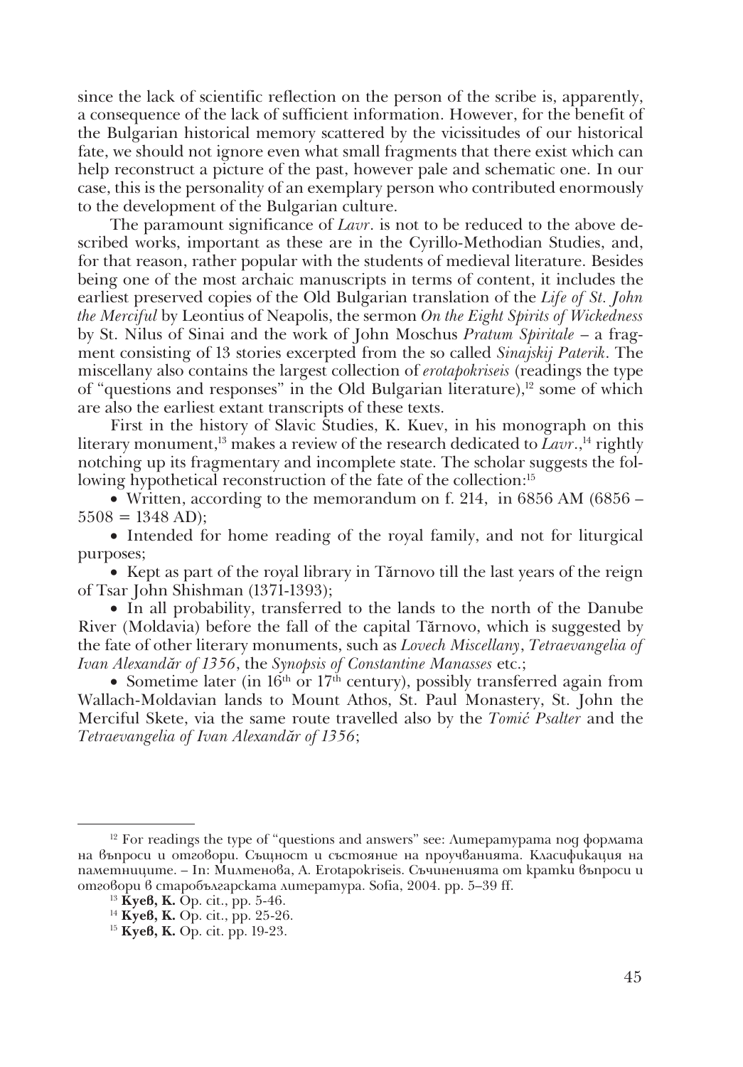since the lack of scientific reflection on the person of the scribe is, apparently, a consequence of the lack of sufficient information. However, for the benefit of the Bulgarian historical memory scattered by the vicissitudes of our historical fate, we should not ignore even what small fragments that there exist which can help reconstruct a picture of the past, however pale and schematic one. In our case, this is the personality of an exemplary person who contributed enormously to the development of the Bulgarian culture.

The paramount significance of *Lavr*. is not to be reduced to the above described works, important as these are in the Cyrillo-Methodian Studies, and, for that reason, rather popular with the students of medieval literature. Besides being one of the most archaic manuscripts in terms of content, it includes the earliest preserved copies of the Old Bulgarian translation of the *Life of St. John the Merciful* by Leontius of Neapolis, the sermon *On the Eight Spirits of Wickedness* by St. Nilus of Sinai and the work of John Moschus *Pratum Spiritale* – a fragment consisting of 13 stories excerpted from the so called *Sinajskij Paterik*. The miscellany also contains the largest collection of *erotapokriseis* (readings the type of "questions and responses" in the Old Bulgarian literature),[12] some of which are also the earliest extant transcripts of these texts.

First in the history of Slavic Studies, K. Kuev, in his monograph on this literary monument,[13] makes a review of the research dedicated to *Lavr*.,[14] rightly notching up its fragmentary and incomplete state. The scholar suggests the following hypothetical reconstruction of the fate of the collection:[15]

- Written, according to the memorandum on f. 214, in 6856 AM (6856 – 5508 = 1348 AD);
- Intended for home reading of the royal family, and not for liturgical purposes;
- Kept as part of the royal library in Tărnovo till the last years of the reign of Tsar John Shishman (1371-1393);
- In all probability, transferred to the lands to the north of the Danube River (Moldavia) before the fall of the capital Tărnovo, which is suggested by the fate of other literary monuments, such as *Lovech Miscellany*, *Tetraevangelia of Ivan Alexandăr of 1356*, the *Synopsis of Constantine Manasses* etc.;
- Sometime later (in 16th or 17th century), possibly transferred again from Wallach-Moldavian lands to Mount Athos, St. Paul Monastery, St. John the Merciful Skete, via the same route travelled also by the *Tomić Psalter* and the *Tetraevangelia of Ivan Alexandăr of 1356*;

---

[12] For readings the type of "questions and answers" see: Литературата под формата на въпроси и отговори. Същност и състояние на проучванията. Класификация на паметниците. – In: Милтенова, А. Erotapokriseis. Съчиненията от кратки въпроси и отговори в старобългарската литература. Sofia, 2004. pp. 5–39 ff.

[13] **Куев, К.** Op. cit., pp. 5-46.

[14] **Куев, К.** Op. cit., pp. 25-26.

[15] **Куев, К.** Op. cit. pp. 19-23.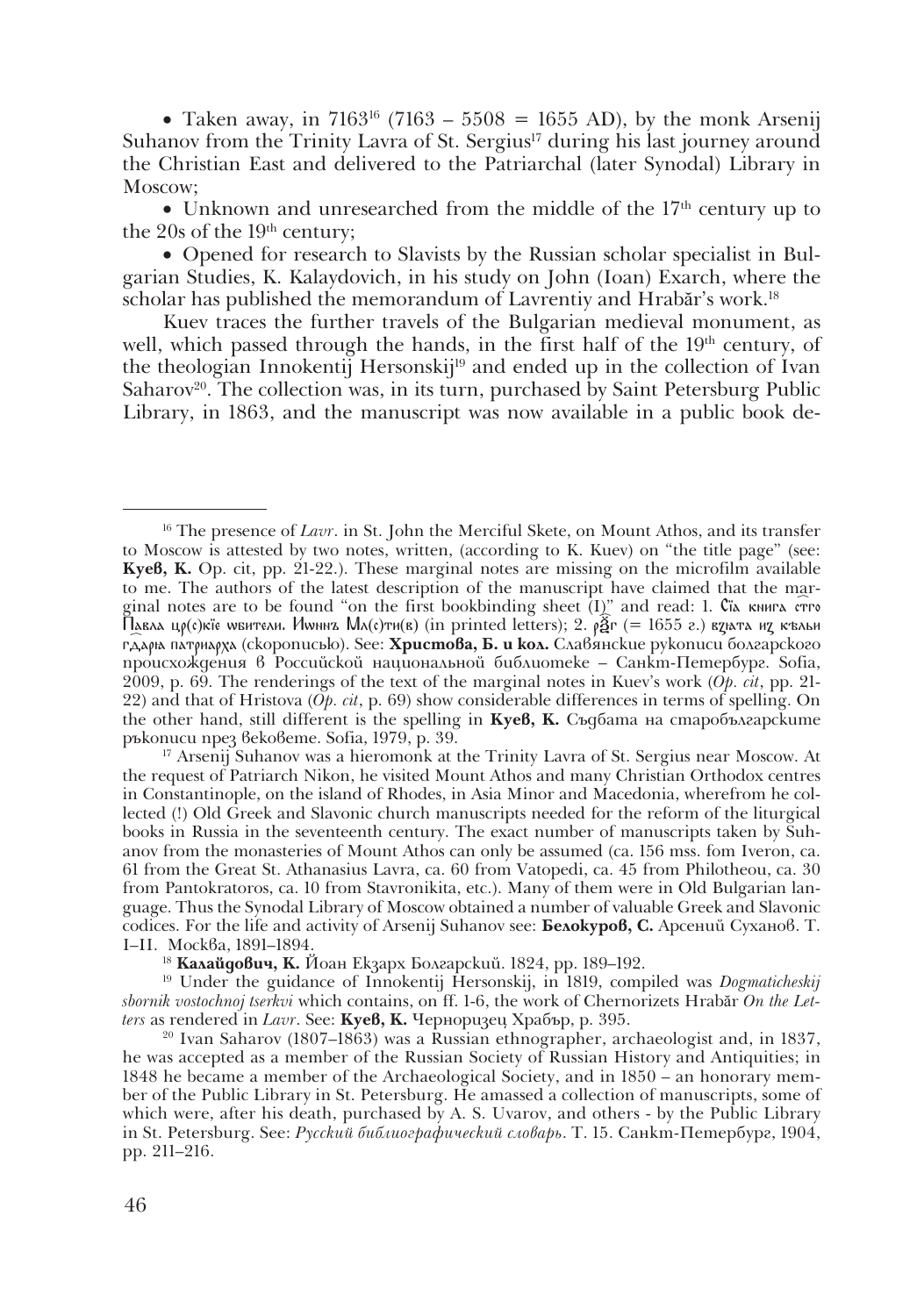- Taken away, in 7163[16] (7163 – 5508 = 1655 AD), by the monk Arsenij Suhanov from the Trinity Lavra of St. Sergius[17] during his last journey around the Christian East and delivered to the Patriarchal (later Synodal) Library in Moscow;
- Unknown and unresearched from the middle of the 17th century up to the 20s of the 19th century;
- Opened for research to Slavists by the Russian scholar specialist in Bulgarian Studies, K. Kalaydovich, in his study on John (Ioan) Exarch, where the scholar has published the memorandum of Lavrentiy and Hrabăr's work.[18]

Kuev traces the further travels of the Bulgarian medieval monument, as well, which passed through the hands, in the first half of the 19th century, of the theologian Innokentij Hersonskij[19] and ended up in the collection of Ivan Saharov[20]. The collection was, in its turn, purchased by Saint Petersburg Public Library, in 1863, and the manuscript was now available in a public book de-

---

[16] The presence of *Lavr*. in St. John the Merciful Skete, on Mount Athos, and its transfer to Moscow is attested by two notes, written, (according to K. Kuev) on "the title page" (see: **Куев, К.** Op. cit, pp. 21-22.). These marginal notes are missing on the microfilm available to me. The authors of the latest description of the manuscript have claimed that the marginal notes are to be found "on the first bookbinding sheet (I)" and read: 1. Сїа книга стго Павла цр(с)кїєwбители. Иwннъ Мл(с)ти(в) (in printed letters); 2. рѯг (= 1655 г.) вꙁѧта иꙁ кєльи гдарꙗ патриарха (скорописью). See: **Христова, Б. и кол.** Славянские рукописи болгарского происхождения в Российской национальной библиотеке – Санкт-Петербург. Sofia, 2009, p. 69. The renderings of the text of the marginal notes in Kuev's work (*Op. cit*, pp. 21-22) and that of Hristova (*Op. cit*, p. 69) show considerable differences in terms of spelling. On the other hand, still different is the spelling in **Куев, К.** Съдбата на старобългарските ръкописи през вековете. Sofia, 1979, p. 39.

[17] Arsenij Suhanov was a hieromonk at the Trinity Lavra of St. Sergius near Moscow. At the request of Patriarch Nikon, he visited Mount Athos and many Christian Orthodox centres in Constantinople, on the island of Rhodes, in Asia Minor and Macedonia, wherefrom he collected (!) Old Greek and Slavonic church manuscripts needed for the reform of the liturgical books in Russia in the seventeenth century. The exact number of manuscripts taken by Suhanov from the monasteries of Mount Athos can only be assumed (ca. 156 mss. fom Iveron, ca. 61 from the Great St. Athanasius Lavra, ca. 60 from Vatopedi, ca. 45 from Philotheou, ca. 30 from Pantokratoros, ca. 10 from Stavronikita, etc.). Many of them were in Old Bulgarian language. Thus the Synodal Library of Moscow obtained a number of valuable Greek and Slavonic codices. For the life and activity of Arsenij Suhanov see: **Белокуров, С.** Арсений Суханов. Т. I–II. Москва, 1891–1894.

[18] **Калайдович, К.** Йоан Екзарх Болгарский. 1824, pp. 189–192.

[19] Under the guidance of Innokentij Hersonskij, in 1819, compiled was *Dogmaticheskij sbornik vostochnoj tserkvi* which contains, on ff. 1-6, the work of Chernorizets Hrabăr *On the Letters* as rendered in *Lavr*. See: **Куев, К.** Черноризец Храбър, p. 395.

[20] Ivan Saharov (1807–1863) was a Russian ethnographer, archaeologist and, in 1837, he was accepted as a member of the Russian Society of Russian History and Antiquities; in 1848 he became a member of the Archaeological Society, and in 1850 – an honorary member of the Public Library in St. Petersburg. He amassed a collection of manuscripts, some of which were, after his death, purchased by A. S. Uvarov, and others - by the Public Library in St. Petersburg. See: *Русский библиографический словарь*. Т. 15. Санкт-Петербург, 1904, pp. 211–216.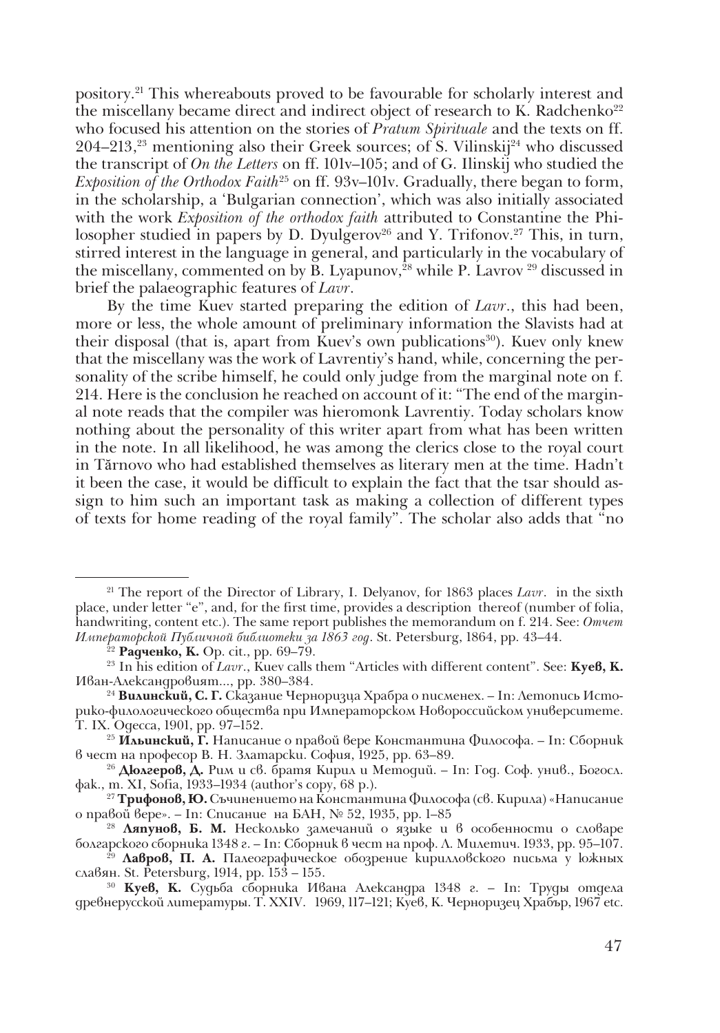pository.[21] This whereabouts proved to be favourable for scholarly interest and the miscellany became direct and indirect object of research to K. Radchenko[22] who focused his attention on the stories of *Pratum Spirituale* and the texts on ff. 204–213,[23] mentioning also their Greek sources; of S. Vilinskij[24] who discussed the transcript of *On the Letters* on ff. 101v–105; and of G. Ilinskij who studied the *Exposition of the Orthodox Faith*[25] on ff. 93v–101v. Gradually, there began to form, in the scholarship, a 'Bulgarian connection', which was also initially associated with the work *Exposition of the orthodox faith* attributed to Constantine the Philosopher studied in papers by D. Dyulgerov[26] and Y. Trifonov.[27] This, in turn, stirred interest in the language in general, and particularly in the vocabulary of the miscellany, commented on by B. Lyapunov,[28] while P. Lavrov [29] discussed in brief the palaeographic features of *Lavr*.

By the time Kuev started preparing the edition of *Lavr*., this had been, more or less, the whole amount of preliminary information the Slavists had at their disposal (that is, apart from Kuev's own publications[30]). Kuev only knew that the miscellany was the work of Lavrentiy's hand, while, concerning the personality of the scribe himself, he could only judge from the marginal note on f. 214. Here is the conclusion he reached on account of it: "The end of the marginal note reads that the compiler was hieromonk Lavrentiy. Today scholars know nothing about the personality of this writer apart from what has been written in the note. In all likelihood, he was among the clerics close to the royal court in Tărnovo who had established themselves as literary men at the time. Hadn't it been the case, it would be difficult to explain the fact that the tsar should assign to him such an important task as making a collection of different types of texts for home reading of the royal family". The scholar also adds that "no

---

[21] The report of the Director of Library, I. Delyanov, for 1863 places *Lavr*. in the sixth place, under letter "e", and, for the first time, provides a description thereof (number of folia, handwriting, content etc.). The same report publishes the memorandum on f. 214. See: *Отчет Императорской Публичной библиотеки за 1863 год*. St. Petersburg, 1864, pp. 43–44.

[22] **Радченко, К.** Op. cit., pp. 69–79.

[23] In his edition of *Lavr*., Kuev calls them "Articles with different content". See: **Куев, К.** Иван-Александровият..., pp. 380–384.

[24] **Вилинский, С. Г.** Сказание Черноризца Храбра о писменех. – In: Летопись Историко-филологического общества при Императорском Новороссийском университете. Т. IX. Одесса, 1901, pp. 97–152.

[25] **Ильинский, Г.** Написание о правой вере Константина Философа. – In: Сборник в чест на професор В. Н. Златарски. София, 1925, pp. 63–89.

[26] **Дюлгеров, Д.** Рим и св. братя Кирил и Методий. – In: Год. Соф. унив., Богосл. фак., т. XI, Sofia, 1933–1934 (author's copy, 68 p.).

[27] **Трифонов, Ю.** Съчинението на Константина Философа (св. Кирила) «Написание о правой вере». – In: Списание на БАН, № 52, 1935, pp. 1–85

[28] **Ляпунов, Б. М.** Несколько замечаний о языке и в особенности о словаре болгарского сборника 1348 г. – In: Сборник в чест на проф. Л. Милетич. 1933, pp. 95–107.

[29] **Лавров, П. А.** Палеографическое обозрение кирилловского письма у южных славян. St. Petersburg, 1914, pp. 153 – 155.

[30] **Куев, К.** Судьба сборника Ивана Александра 1348 г. – In: Труды отдела древнерусской литературы. Т. XXIV. 1969, 117–121; Куев, К. Черноризец Храбър, 1967 etc.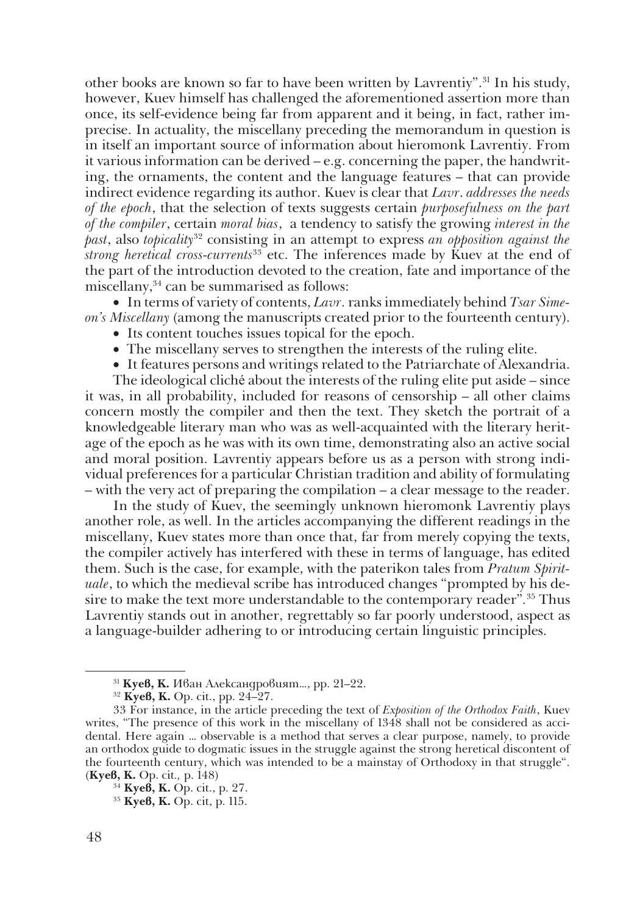other books are known so far to have been written by Lavrentiy".[31] In his study, however, Kuev himself has challenged the aforementioned assertion more than once, its self-evidence being far from apparent and it being, in fact, rather imprecise. In actuality, the miscellany preceding the memorandum in question is in itself an important source of information about hieromonk Lavrentiy. From it various information can be derived – e.g. concerning the paper, the handwriting, the ornaments, the content and the language features – that can provide indirect evidence regarding its author. Kuev is clear that *Lavr. addresses the needs of the epoch*, that the selection of texts suggests certain *purposefulness on the part of the compiler*, certain *moral bias*, a tendency to satisfy the growing *interest in the past*, also *topicality*[32] consisting in an attempt to express *an opposition against the strong heretical cross-currents*[33] etc. The inferences made by Kuev at the end of the part of the introduction devoted to the creation, fate and importance of the miscellany,[34] can be summarised as follows:

- In terms of variety of contents, *Lavr.* ranks immediately behind *Tsar Simeon's Miscellany* (among the manuscripts created prior to the fourteenth century).
- Its content touches issues topical for the epoch.
- The miscellany serves to strengthen the interests of the ruling elite.
- It features persons and writings related to the Patriarchate of Alexandria.

The ideological cliché about the interests of the ruling elite put aside – since it was, in all probability, included for reasons of censorship – all other claims concern mostly the compiler and then the text. They sketch the portrait of a knowledgeable literary man who was as well-acquainted with the literary heritage of the epoch as he was with its own time, demonstrating also an active social and moral position. Lavrentiy appears before us as a person with strong individual preferences for a particular Christian tradition and ability of formulating – with the very act of preparing the compilation – a clear message to the reader.

In the study of Kuev, the seemingly unknown hieromonk Lavrentiy plays another role, as well. In the articles accompanying the different readings in the miscellany, Kuev states more than once that, far from merely copying the texts, the compiler actively has interfered with these in terms of language, has edited them. Such is the case, for example, with the paterikon tales from *Pratum Spirituale*, to which the medieval scribe has introduced changes "prompted by his desire to make the text more understandable to the contemporary reader".[35] Thus Lavrentiy stands out in another, regrettably so far poorly understood, aspect as a language-builder adhering to or introducing certain linguistic principles.

---

[31] **Куев, К.** Иван Александровият..., pp. 21–22.

[32] **Куев, К.** Op. cit., pp. 24–27.

[33] For instance, in the article preceding the text of *Exposition of the Orthodox Faith*, Kuev writes, "The presence of this work in the miscellany of 1348 shall not be considered as accidental. Here again ... observable is a method that serves a clear purpose, namely, to provide an orthodox guide to dogmatic issues in the struggle against the strong heretical discontent of the fourteenth century, which was intended to be a mainstay of Orthodoxy in that struggle". (**Куев, К.** Op. cit., p. 148)

[34] **Куев, К.** Op. cit., p. 27.

[35] **Куев, К.** Op. cit, p. 115.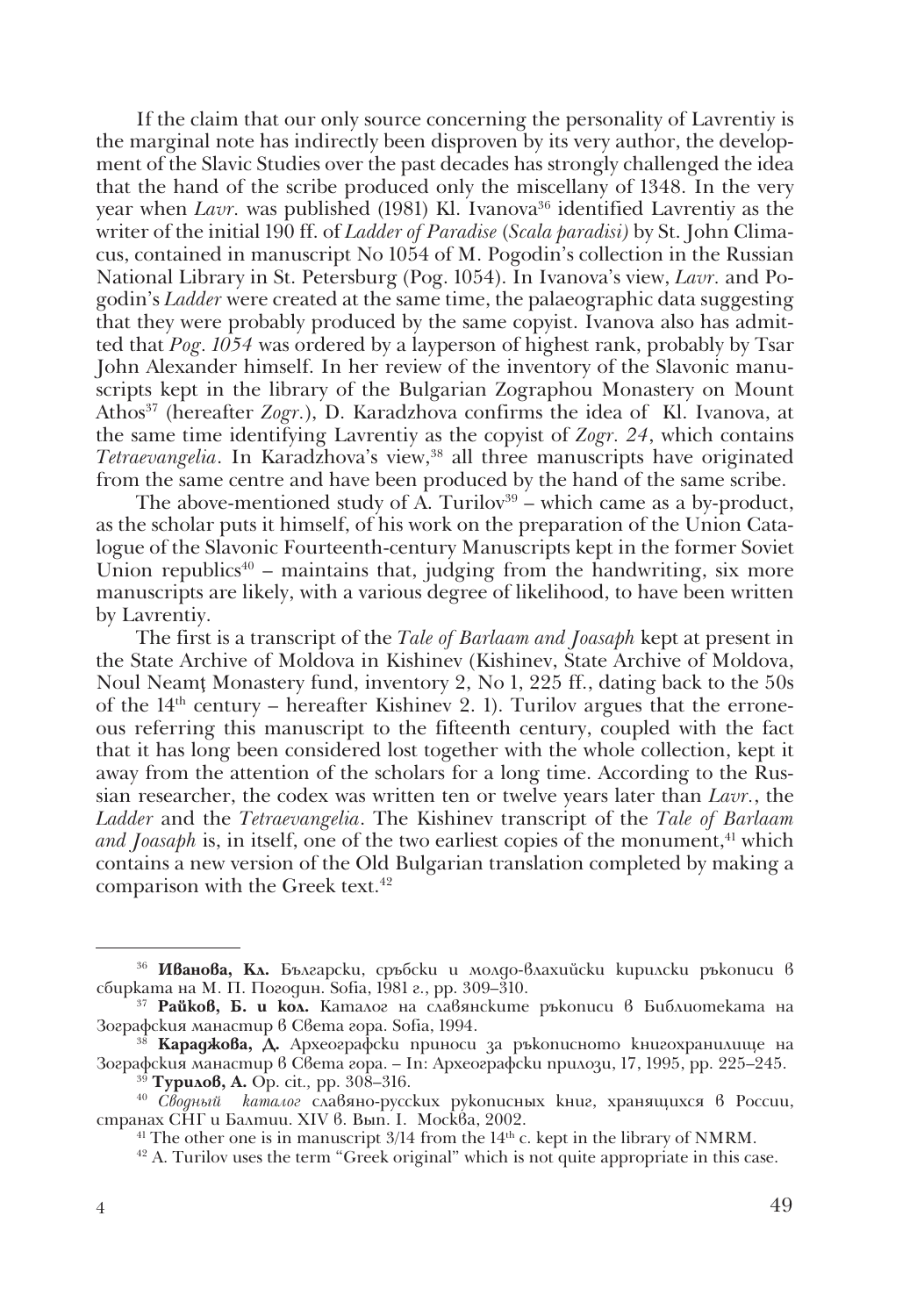If the claim that our only source concerning the personality of Lavrentiy is the marginal note has indirectly been disproven by its very author, the development of the Slavic Studies over the past decades has strongly challenged the idea that the hand of the scribe produced only the miscellany of 1348. In the very year when *Lavr.* was published (1981) Kl. Ivanova[36] identified Lavrentiy as the writer of the initial 190 ff. of *Ladder of Paradise* (*Scala paradisi*) by St. John Climacus, contained in manuscript No 1054 of M. Pogodin's collection in the Russian National Library in St. Petersburg (Pog. 1054). In Ivanova's view, *Lavr.* and Pogodin's *Ladder* were created at the same time, the palaeographic data suggesting that they were probably produced by the same copyist. Ivanova also has admitted that *Pog. 1054* was ordered by a layperson of highest rank, probably by Tsar John Alexander himself. In her review of the inventory of the Slavonic manuscripts kept in the library of the Bulgarian Zographou Monastery on Mount Athos[37] (hereafter *Zogr.*), D. Karadzhova confirms the idea of Kl. Ivanova, at the same time identifying Lavrentiy as the copyist of *Zogr. 24*, which contains *Tetraevangelia*. In Karadzhova's view,[38] all three manuscripts have originated from the same centre and have been produced by the hand of the same scribe.

The above-mentioned study of A. Turilov[39] – which came as a by-product, as the scholar puts it himself, of his work on the preparation of the Union Catalogue of the Slavonic Fourteenth-century Manuscripts kept in the former Soviet Union republics[40] – maintains that, judging from the handwriting, six more manuscripts are likely, with a various degree of likelihood, to have been written by Lavrentiy.

The first is a transcript of the *Tale of Barlaam and Joasaph* kept at present in the State Archive of Moldova in Kishinev (Kishinev, State Archive of Moldova, Noul Neamţ Monastery fund, inventory 2, No 1, 225 ff., dating back to the 50s of the 14th century – hereafter Kishinev 2. 1). Turilov argues that the erroneous referring this manuscript to the fifteenth century, coupled with the fact that it has long been considered lost together with the whole collection, kept it away from the attention of the scholars for a long time. According to the Russian researcher, the codex was written ten or twelve years later than *Lavr.*, the *Ladder* and the *Tetraevangelia*. The Kishinev transcript of the *Tale of Barlaam and Joasaph* is, in itself, one of the two earliest copies of the monument,[41] which contains a new version of the Old Bulgarian translation completed by making a comparison with the Greek text.[42]

---

[36] **Иванова, Кл.** Български, сръбски и молдо-влахийски кирилски ръкописи в сбирката на М. П. Погодин. Sofia, 1981 г., pp. 309–310.

[37] **Райков, Б. и кол.** Каталог на славянските ръкописи в Библиотеката на Зографския манастир в Света гора. Sofia, 1994.

[38] **Караджова, Д.** Археографски приноси за ръкописното книгохранилище на Зографския манастир в Света гора. – In: Археографски прилози, 17, 1995, pp. 225–245.

[39] **Турилов, А.** Op. cit., pp. 308–316.

[40] *Сводный каталог* славяно-русских рукописных книг, хранящихся в России, странах СНГ и Балтии. XIV в. Вып. I. Москва, 2002.

[41] The other one is in manuscript 3/14 from the 14th c. kept in the library of NMRM.

[42] A. Turilov uses the term "Greek original" which is not quite appropriate in this case.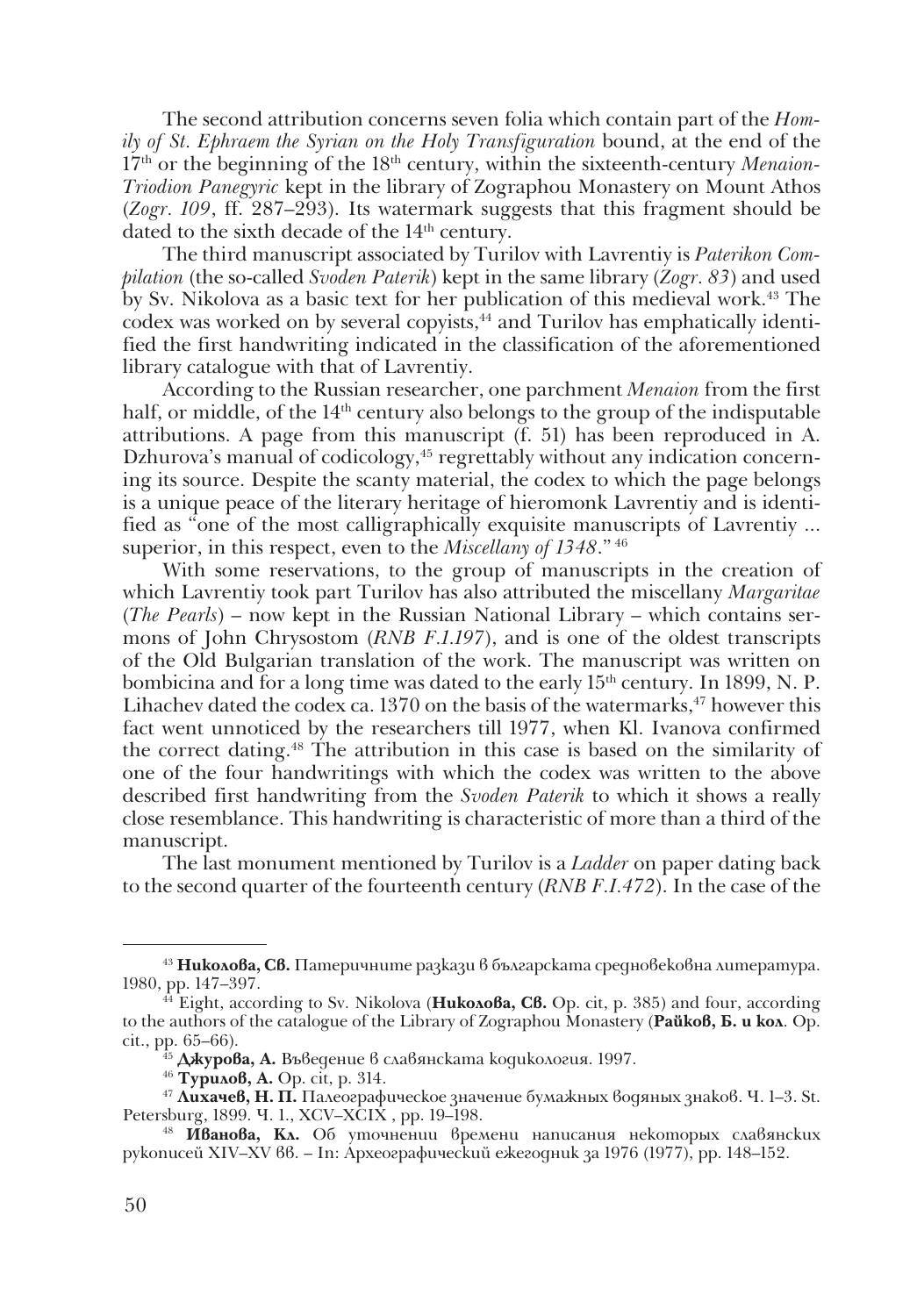The second attribution concerns seven folia which contain part of the *Homily of St. Ephraem the Syrian on the Holy Transfiguration* bound, at the end of the 17th or the beginning of the 18th century, within the sixteenth-century *Menaion-Triodion Panegyric* kept in the library of Zographou Monastery on Mount Athos (*Zogr. 109*, ff. 287–293). Its watermark suggests that this fragment should be dated to the sixth decade of the 14th century.

The third manuscript associated by Turilov with Lavrentiy is *Paterikon Compilation* (the so-called *Svoden Paterik*) kept in the same library (*Zogr. 83*) and used by Sv. Nikolova as a basic text for her publication of this medieval work.[43] The codex was worked on by several copyists,[44] and Turilov has emphatically identified the first handwriting indicated in the classification of the aforementioned library catalogue with that of Lavrentiy.

According to the Russian researcher, one parchment *Menaion* from the first half, or middle, of the 14th century also belongs to the group of the indisputable attributions. A page from this manuscript (f. 51) has been reproduced in A. Dzhurova's manual of codicology,[45] regrettably without any indication concerning its source. Despite the scanty material, the codex to which the page belongs is a unique peace of the literary heritage of hieromonk Lavrentiy and is identified as "one of the most calligraphically exquisite manuscripts of Lavrentiy ... superior, in this respect, even to the *Miscellany of 1348*."[46]

With some reservations, to the group of manuscripts in the creation of which Lavrentiy took part Turilov has also attributed the miscellany *Margaritae* (*The Pearls*) – now kept in the Russian National Library – which contains sermons of John Chrysostom (*RNB F.1.197*), and is one of the oldest transcripts of the Old Bulgarian translation of the work. The manuscript was written on bombicina and for a long time was dated to the early 15th century. In 1899, N. P. Lihachev dated the codex ca. 1370 on the basis of the watermarks,[47] however this fact went unnoticed by the researchers till 1977, when Kl. Ivanova confirmed the correct dating.[48] The attribution in this case is based on the similarity of one of the four handwritings with which the codex was written to the above described first handwriting from the *Svoden Paterik* to which it shows a really close resemblance. This handwriting is characteristic of more than a third of the manuscript.

The last monument mentioned by Turilov is a *Ladder* on paper dating back to the second quarter of the fourteenth century (*RNB F.I.472*). In the case of the

---

[43] **Николова, Св.** Патеричните разкази в българската средновековна литература. 1980, pp. 147–397.

[44] Eight, according to Sv. Nikolova (**Николова, Св.** Op. cit, p. 385) and four, according to the authors of the catalogue of the Library of Zographou Monastery (**Райков, Б. и кол**. Op. cit., pp. 65–66).

[45] **Джурова, А.** Въведение в славянската кодикология. 1997.

[46] **Турилов, А.** Op. cit, p. 314.

[47] **Лихачев, Н. П.** Палеографическое значение бумажных водяных знаков. Ч. 1–3. St. Petersburg, 1899. Ч. 1., XCV–XCIX , pp. 19–198.

[48] **Иванова, Кл.** Об уточнении времени написания некоторых славянских рукописей XIV–XV вв. – In: Археографический ежегодник за 1976 (1977), pp. 148–152.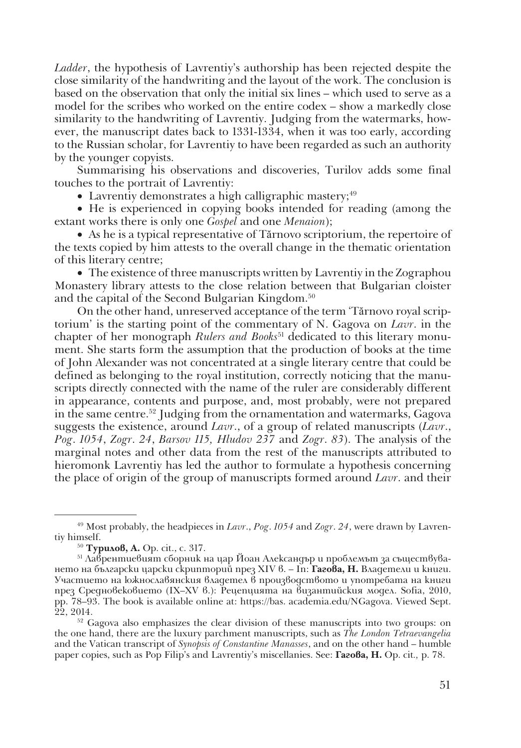*Ladder*, the hypothesis of Lavrentiy's authorship has been rejected despite the close similarity of the handwriting and the layout of the work. The conclusion is based on the observation that only the initial six lines – which used to serve as a model for the scribes who worked on the entire codex – show a markedly close similarity to the handwriting of Lavrentiy. Judging from the watermarks, however, the manuscript dates back to 1331-1334, when it was too early, according to the Russian scholar, for Lavrentiy to have been regarded as such an authority by the younger copyists.

Summarising his observations and discoveries, Turilov adds some final touches to the portrait of Lavrentiy:

- Lavrentiy demonstrates a high calligraphic mastery;[49]
- He is experienced in copying books intended for reading (among the extant works there is only one *Gospel* and one *Menaion*);
- As he is a typical representative of Tărnovo scriptorium, the repertoire of the texts copied by him attests to the overall change in the thematic orientation of this literary centre;
- The existence of three manuscripts written by Lavrentiy in the Zographou Monastery library attests to the close relation between that Bulgarian cloister and the capital of the Second Bulgarian Kingdom.[50]

On the other hand, unreserved acceptance of the term 'Tărnovo royal scriptorium' is the starting point of the commentary of N. Gagova on *Lavr*. in the chapter of her monograph *Rulers and Books*[51] dedicated to this literary monument. She starts form the assumption that the production of books at the time of John Alexander was not concentrated at a single literary centre that could be defined as belonging to the royal institution, correctly noticing that the manuscripts directly connected with the name of the ruler are considerably different in appearance, contents and purpose, and, most probably, were not prepared in the same centre.[52] Judging from the ornamentation and watermarks, Gagova suggests the existence, around *Lavr*., of a group of related manuscripts (*Lavr*., *Pog*. *1054*, *Zogr*. *24*, *Barsov 115, Hludov 237* and *Zogr*. *83*). The analysis of the marginal notes and other data from the rest of the manuscripts attributed to hieromonk Lavrentiy has led the author to formulate a hypothesis concerning the place of origin of the group of manuscripts formed around *Lavr*. and their

---

[49] Most probably, the headpieces in *Lavr*., *Pog*. *1054* and *Zogr*. *24*, were drawn by Lavrentiy himself.

[50] **Турилов, А.** Op. cit., c. 317.

[51] Лаврентиевият сборник на цар Йоан Александър и проблемът за съществуването на български царски скрипторий през XIV в. – In: **Гагова, Н.** Владетели и книги. Участието на южнославянския владетел в производството и употребата на книги през Средновековието (IX–XV в.): Рецепцията на византийския модел. Sofia, 2010, pp. 78–93. The book is available online at: https://bas. academia.edu/NGagova. Viewed Sept. 22, 2014.

[52] Gagova also emphasizes the clear division of these manuscripts into two groups: on the one hand, there are the luxury parchment manuscripts, such as *The London Tetraevangelia* and the Vatican transcript of *Synopsis of Constantine Manasses*, and on the other hand – humble paper copies, such as Pop Filip's and Lavrentiy's miscellanies. See: **Гагова, Н.** Op. cit., p. 78.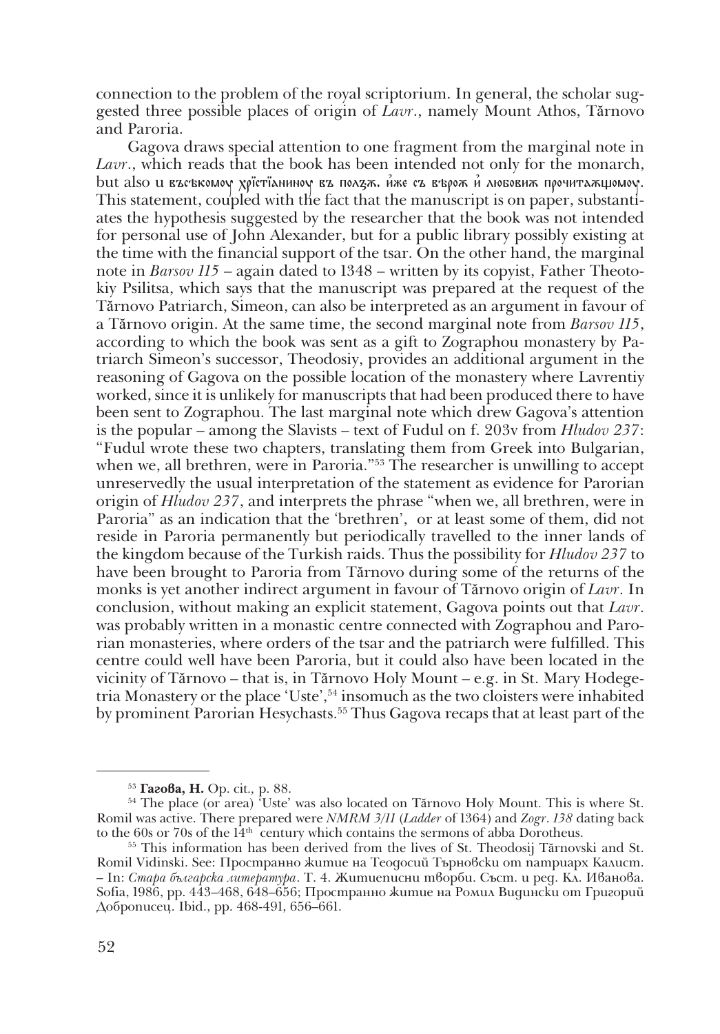connection to the problem of the royal scriptorium. In general, the scholar suggested three possible places of origin of *Lavr*., namely Mount Athos, Tărnovo and Paroria.

Gagova draws special attention to one fragment from the marginal note in *Lavr*., which reads that the book has been intended not only for the monarch, but also и въсѣкомоу хрїстїанинoу въ ползѫ. йже съ вѣрож и любовиж прочитажщомоу. This statement, coupled with the fact that the manuscript is on paper, substantiates the hypothesis suggested by the researcher that the book was not intended for personal use of John Alexander, but for a public library possibly existing at the time with the financial support of the tsar. On the other hand, the marginal note in *Barsov 115* – again dated to 1348 – written by its copyist, Father Theotokiy Psilitsa, which says that the manuscript was prepared at the request of the Tărnovo Patriarch, Simeon, can also be interpreted as an argument in favour of a Tărnovo origin. At the same time, the second marginal note from *Barsov 115*, according to which the book was sent as a gift to Zographou monastery by Patriarch Simeon's successor, Theodosiy, provides an additional argument in the reasoning of Gagova on the possible location of the monastery where Lavrentiy worked, since it is unlikely for manuscripts that had been produced there to have been sent to Zographou. The last marginal note which drew Gagova's attention is the popular – among the Slavists – text of Fudul on f. 203v from *Hludov 237*: "Fudul wrote these two chapters, translating them from Greek into Bulgarian, when we, all brethren, were in Paroria."[53] The researcher is unwilling to accept unreservedly the usual interpretation of the statement as evidence for Parorian origin of *Hludov 237*, and interprets the phrase "when we, all brethren, were in Paroria" as an indication that the 'brethren', or at least some of them, did not reside in Paroria permanently but periodically travelled to the inner lands of the kingdom because of the Turkish raids. Thus the possibility for *Hludov 237* to have been brought to Paroria from Tărnovo during some of the returns of the monks is yet another indirect argument in favour of Tărnovo origin of *Lavr*. In conclusion, without making an explicit statement, Gagova points out that *Lavr*. was probably written in a monastic centre connected with Zographou and Parorian monasteries, where orders of the tsar and the patriarch were fulfilled. This centre could well have been Paroria, but it could also have been located in the vicinity of Tărnovo – that is, in Tărnovo Holy Mount – e.g. in St. Mary Hodegetria Monastery or the place 'Uste',[54] insomuch as the two cloisters were inhabited by prominent Parorian Hesychasts.[55] Thus Gagova recaps that at least part of the

---

[53] **Гагова, Н.** Op. cit., p. 88.

[54] The place (or area) 'Uste' was also located on Tărnovo Holy Mount. This is where St. Romil was active. There prepared were *NMRM 3/11* (*Ladder* of 1364) and *Zogr*. *138* dating back to the 60s or 70s of the 14th century which contains the sermons of abba Dorotheus.

[55] This information has been derived from the lives of St. Theodosij Tărnovski and St. Romil Vidinski. See: Пространно житие на Теодосий Търновски от патриарх Калист. – In: *Стара българска литература*. Т. 4. Житиеписни творби. Съст. и ред. Кл. Иванова. Sofia, 1986, pp. 443–468, 648–656; Пространно житие на Ромил Видински от Григорий Доброписец. Ibid., pp. 468-491, 656–661.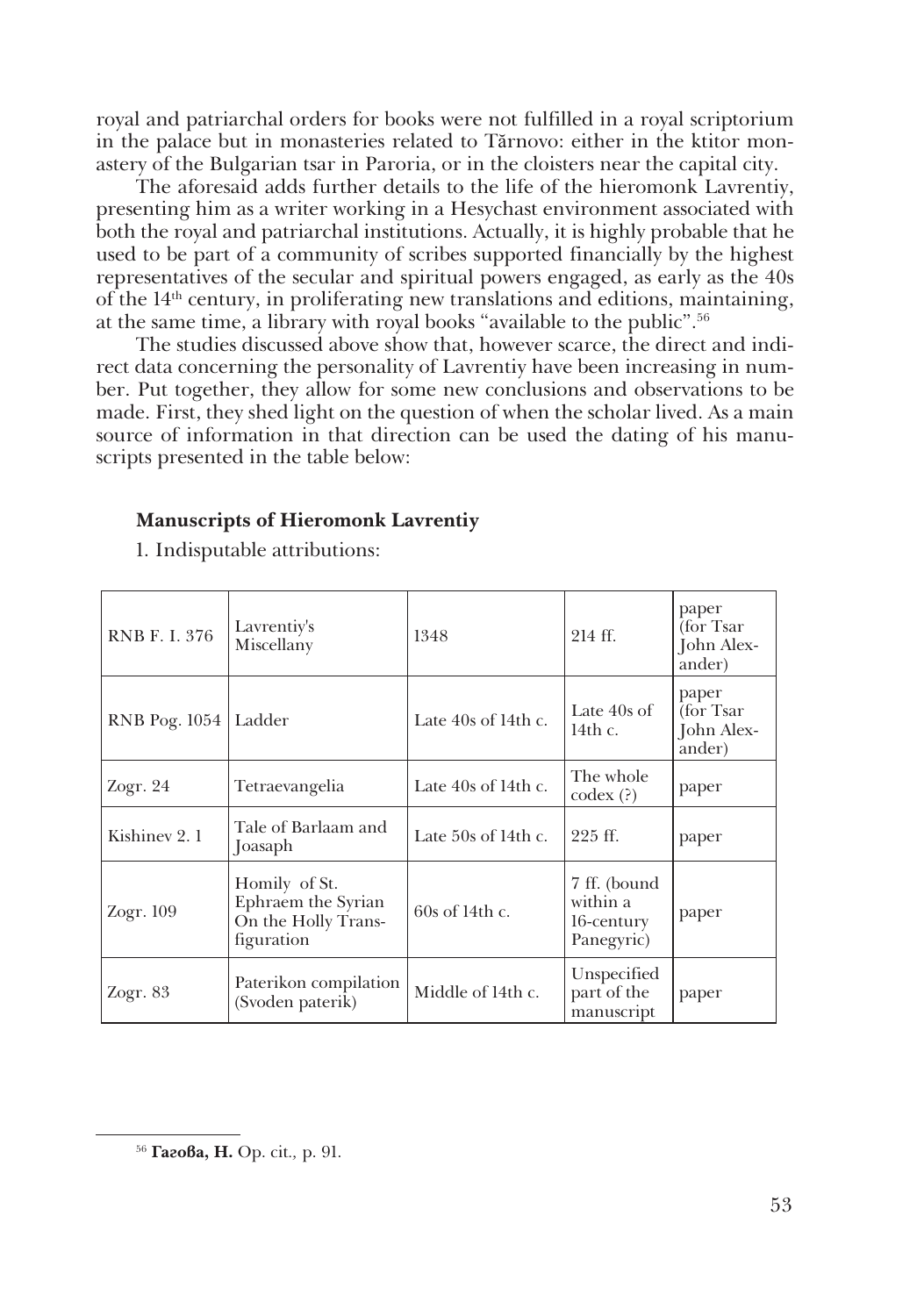royal and patriarchal orders for books were not fulfilled in a royal scriptorium in the palace but in monasteries related to Tărnovo: either in the ktitor monastery of the Bulgarian tsar in Paroria, or in the cloisters near the capital city.

The aforesaid adds further details to the life of the hieromonk Lavrentiy, presenting him as a writer working in a Hesychast environment associated with both the royal and patriarchal institutions. Actually, it is highly probable that he used to be part of a community of scribes supported financially by the highest representatives of the secular and spiritual powers engaged, as early as the 40s of the 14th century, in proliferating new translations and editions, maintaining, at the same time, a library with royal books "available to the public".[56]

The studies discussed above show that, however scarce, the direct and indirect data concerning the personality of Lavrentiy have been increasing in number. Put together, they allow for some new conclusions and observations to be made. First, they shed light on the question of when the scholar lived. As a main source of information in that direction can be used the dating of his manuscripts presented in the table below:

**Manuscripts of Hieromonk Lavrentiy**

1. Indisputable attributions:

| | | | | |
|---|---|---|---|---|
| RNB F. I. 376 | Lavrentiy's Miscellany | 1348 | 214 ff. | paper (for Tsar John Alexander) |
| RNB Pog. 1054 | Ladder | Late 40s of 14th c. | Late 40s of 14th c. | paper (for Tsar John Alexander) |
| Zogr. 24 | Tetraevangelia | Late 40s of 14th c. | The whole codex (?) | paper |
| Kishinev 2. 1 | Tale of Barlaam and Joasaph | Late 50s of 14th c. | 225 ff. | paper |
| Zogr. 109 | Homily of St. Ephraem the Syrian On the Holly Transfiguration | 60s of 14th c. | 7 ff. (bound within a 16-century Panegyric) | paper |
| Zogr. 83 | Paterikon compilation (Svoden paterik) | Middle of 14th c. | Unspecified part of the manuscript | paper |

---

[56] **Гагова, Н.** Op. cit., p. 91.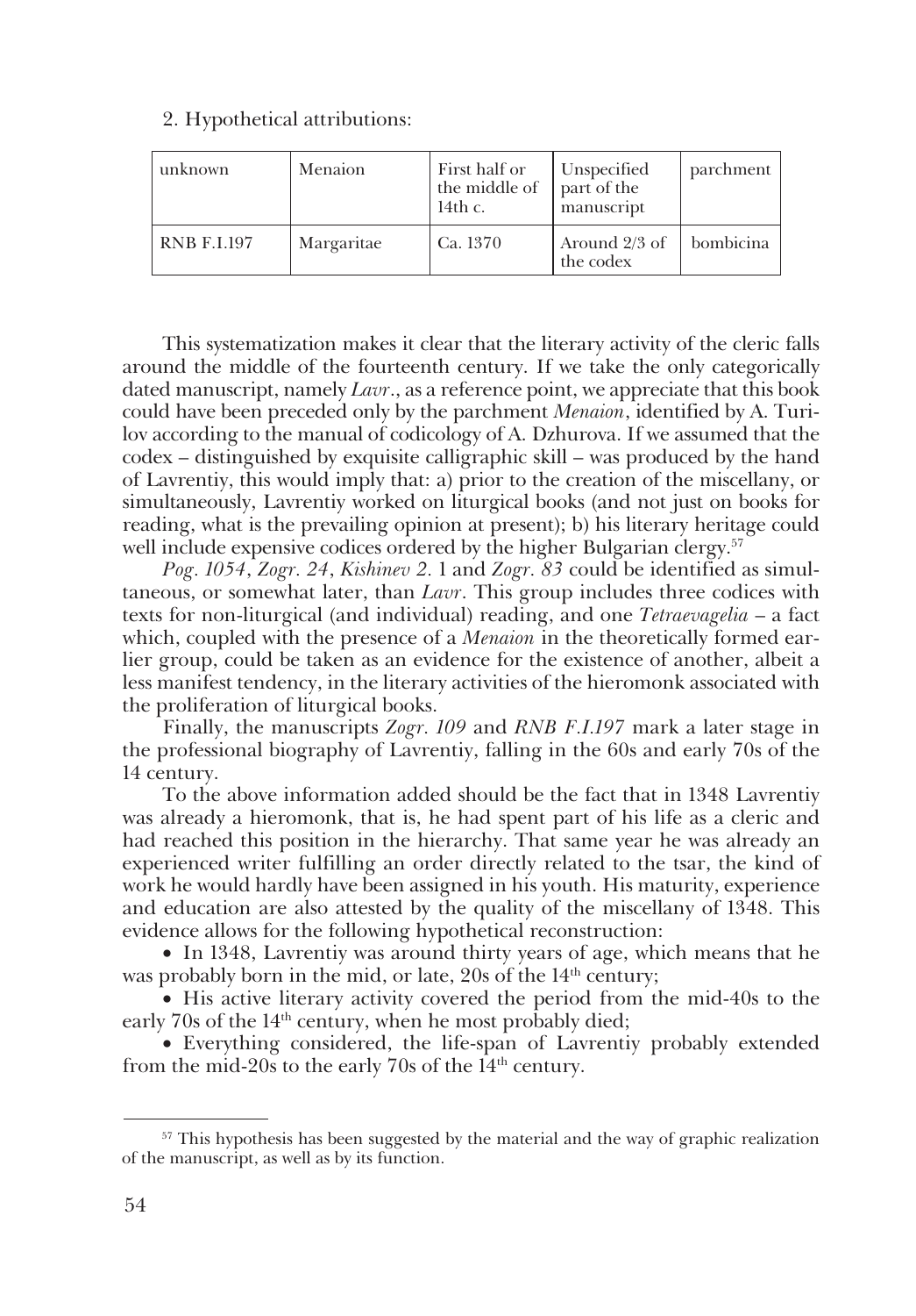2. Hypothetical attributions:

| unknown | Menaion | First half or the middle of 14th c. | Unspecified part of the manuscript | parchment |
|---|---|---|---|---|
| RNB F.I.197 | Margaritae | Ca. 1370 | Around 2/3 of the codex | bombicina |

This systematization makes it clear that the literary activity of the cleric falls around the middle of the fourteenth century. If we take the only categorically dated manuscript, namely *Lavr*., as a reference point, we appreciate that this book could have been preceded only by the parchment *Menaion*, identified by A. Turilov according to the manual of codicology of A. Dzhurova. If we assumed that the codex – distinguished by exquisite calligraphic skill – was produced by the hand of Lavrentiy, this would imply that: a) prior to the creation of the miscellany, or simultaneously, Lavrentiy worked on liturgical books (and not just on books for reading, what is the prevailing opinion at present); b) his literary heritage could well include expensive codices ordered by the higher Bulgarian clergy.[57]

*Pog. 1054*, *Zogr. 24*, *Kishinev 2.* 1 and *Zogr. 83* could be identified as simultaneous, or somewhat later, than *Lavr*. This group includes three codices with texts for non-liturgical (and individual) reading, and one *Tetraevagelia* – a fact which, coupled with the presence of a *Menaion* in the theoretically formed earlier group, could be taken as an evidence for the existence of another, albeit a less manifest tendency, in the literary activities of the hieromonk associated with the proliferation of liturgical books.

Finally, the manuscripts *Zogr. 109* and *RNB F.I.197* mark a later stage in the professional biography of Lavrentiy, falling in the 60s and early 70s of the 14 century.

To the above information added should be the fact that in 1348 Lavrentiy was already a hieromonk, that is, he had spent part of his life as a cleric and had reached this position in the hierarchy. That same year he was already an experienced writer fulfilling an order directly related to the tsar, the kind of work he would hardly have been assigned in his youth. His maturity, experience and education are also attested by the quality of the miscellany of 1348. This evidence allows for the following hypothetical reconstruction:

- In 1348, Lavrentiy was around thirty years of age, which means that he was probably born in the mid, or late, 20s of the 14th century;
- His active literary activity covered the period from the mid-40s to the early 70s of the 14th century, when he most probably died;
- Everything considered, the life-span of Lavrentiy probably extended from the mid-20s to the early 70s of the 14th century.

[57] This hypothesis has been suggested by the material and the way of graphic realization of the manuscript, as well as by its function.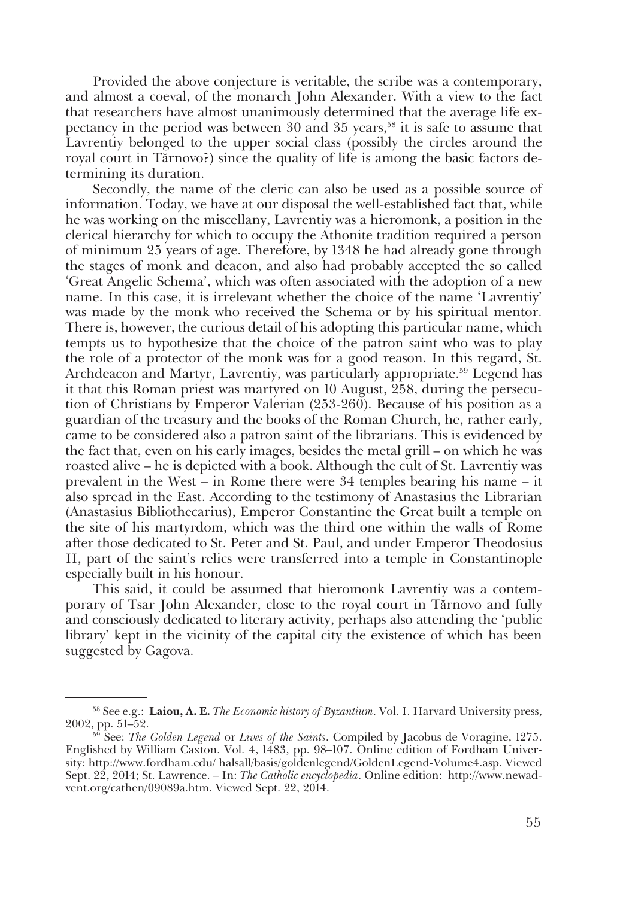Provided the above conjecture is veritable, the scribe was a contemporary, and almost a coeval, of the monarch John Alexander. With a view to the fact that researchers have almost unanimously determined that the average life expectancy in the period was between 30 and 35 years,[58] it is safe to assume that Lavrentiy belonged to the upper social class (possibly the circles around the royal court in Tărnovo?) since the quality of life is among the basic factors determining its duration.

Secondly, the name of the cleric can also be used as a possible source of information. Today, we have at our disposal the well-established fact that, while he was working on the miscellany, Lavrentiy was a hieromonk, a position in the clerical hierarchy for which to occupy the Athonite tradition required a person of minimum 25 years of age. Therefore, by 1348 he had already gone through the stages of monk and deacon, and also had probably accepted the so called 'Great Angelic Schema', which was often associated with the adoption of a new name. In this case, it is irrelevant whether the choice of the name 'Lavrentiy' was made by the monk who received the Schema or by his spiritual mentor. There is, however, the curious detail of his adopting this particular name, which tempts us to hypothesize that the choice of the patron saint who was to play the role of a protector of the monk was for a good reason. In this regard, St. Archdeacon and Martyr, Lavrentiy, was particularly appropriate.[59] Legend has it that this Roman priest was martyred on 10 August, 258, during the persecution of Christians by Emperor Valerian (253-260). Because of his position as a guardian of the treasury and the books of the Roman Church, he, rather early, came to be considered also a patron saint of the librarians. This is evidenced by the fact that, even on his early images, besides the metal grill – on which he was roasted alive – he is depicted with a book. Although the cult of St. Lavrentiy was prevalent in the West – in Rome there were 34 temples bearing his name – it also spread in the East. According to the testimony of Anastasius the Librarian (Anastasius Bibliothecarius), Emperor Constantine the Great built a temple on the site of his martyrdom, which was the third one within the walls of Rome after those dedicated to St. Peter and St. Paul, and under Emperor Theodosius II, part of the saint's relics were transferred into a temple in Constantinople especially built in his honour.

This said, it could be assumed that hieromonk Lavrentiy was a contemporary of Tsar John Alexander, close to the royal court in Tărnovo and fully and consciously dedicated to literary activity, perhaps also attending the 'public library' kept in the vicinity of the capital city the existence of which has been suggested by Gagova.

---

[58] See e.g.: **Laiou, A. E.** *The Economic history of Byzantium*. Vol. I. Harvard University press, 2002, pp. 51–52.

[59] See: *The Golden Legend* or *Lives of the Saints*. Compiled by Jacobus de Voragine, 1275. Englished by William Caxton. Vol. 4, 1483, pp. 98–107. Online edition of Fordham University: http://www.fordham.edu/ halsall/basis/goldenlegend/GoldenLegend-Volume4.asp. Viewed Sept. 22, 2014; St. Lawrence. – In: *The Catholic encyclopedia*. Online edition: http://www.newadvent.org/cathen/09089a.htm. Viewed Sept. 22, 2014.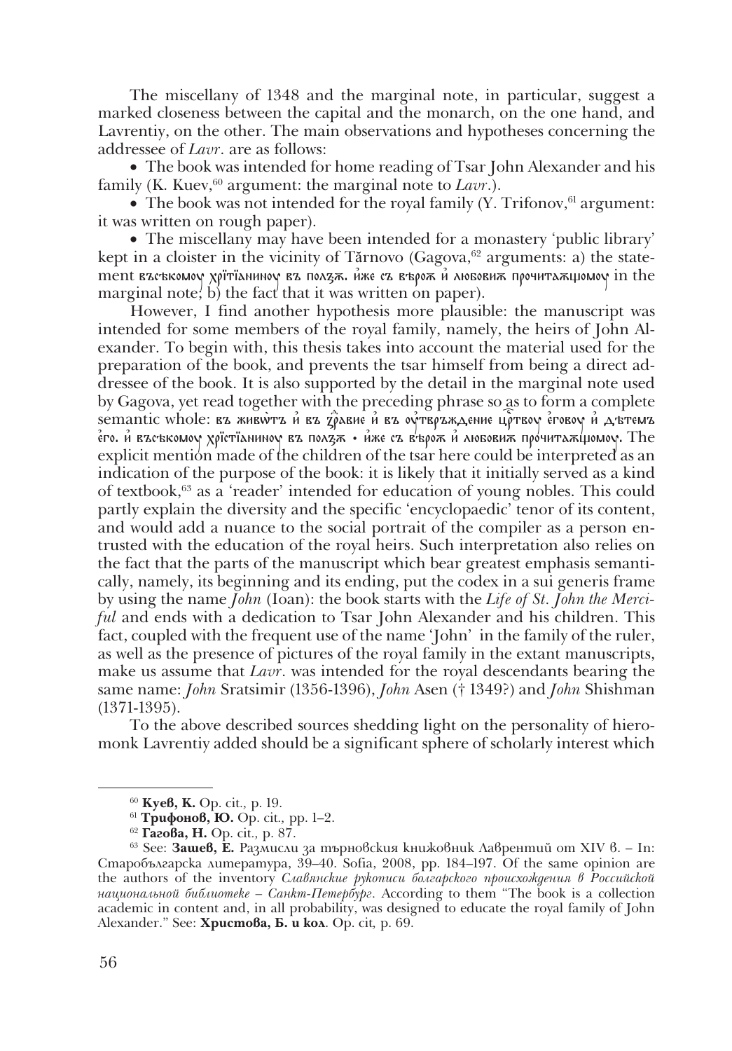The miscellany of 1348 and the marginal note, in particular, suggest a marked closeness between the capital and the monarch, on the one hand, and Lavrentiy, on the other. The main observations and hypotheses concerning the addressee of *Lavr*. are as follows:

- The book was intended for home reading of Tsar John Alexander and his family (K. Kuev,[60] argument: the marginal note to *Lavr*.).
- The book was not intended for the royal family (Y. Trifonov,[61] argument: it was written on rough paper).
- The miscellany may have been intended for a monastery 'public library' kept in a cloister in the vicinity of Tărnovo (Gagova,[62] arguments: a) the statement въсѣкомоу хрїтїаниноу въ ползѫ. иже съ вѣрож и любовиж прочитажщомоу in the marginal note; b) the fact that it was written on paper).

However, I find another hypothesis more plausible: the manuscript was intended for some members of the royal family, namely, the heirs of John Alexander. To begin with, this thesis takes into account the material used for the preparation of the book, and prevents the tsar himself from being a direct addressee of the book. It is also supported by the detail in the marginal note used by Gagova, yet read together with the preceding phrase so as to form a complete semantic whole: въ живѡтъ и въ з҃равие и въ оутвръждение ц҃ртвоу егоовоу и дѣтемъ его. и въсѣкомоу хрїстїаниноу въ ползѫ • иже съ вѣрож и любовиж прочитажщомоу. The explicit mention made of the children of the tsar here could be interpreted as an indication of the purpose of the book: it is likely that it initially served as a kind of textbook,[63] as a 'reader' intended for education of young nobles. This could partly explain the diversity and the specific 'encyclopaedic' tenor of its content, and would add a nuance to the social portrait of the compiler as a person entrusted with the education of the royal heirs. Such interpretation also relies on the fact that the parts of the manuscript which bear greatest emphasis semantically, namely, its beginning and its ending, put the codex in a sui generis frame by using the name *John* (Ioan): the book starts with the *Life of St. John the Merciful* and ends with a dedication to Tsar John Alexander and his children. This fact, coupled with the frequent use of the name 'John' in the family of the ruler, as well as the presence of pictures of the royal family in the extant manuscripts, make us assume that *Lavr*. was intended for the royal descendants bearing the same name: *John* Sratsimir (1356-1396), *John* Asen († 1349?) and *John* Shishman (1371-1395).

To the above described sources shedding light on the personality of hieromonk Lavrentiy added should be a significant sphere of scholarly interest which

---

[60] **Куев, К.** Op. cit., p. 19.

[61] **Трифонов, Ю.** Op. cit., pp. 1–2.

[62] **Гагова, Н.** Op. cit., p. 87.

[63] See: **Зашев, Е.** Размисли за търновския книжовник Лаврентий от XIV в. – In: Старобългарска литература, 39–40. Sofia, 2008, pp. 184–197. Of the same opinion are the authors of the inventory *Славянские рукописи болгарского происхождения в Российской национальной библиотеке – Санкт-Петербург*. According to them "The book is a collection academic in content and, in all probability, was designed to educate the royal family of John Alexander." See: **Христова, Б. и кол**. Op. cit, p. 69.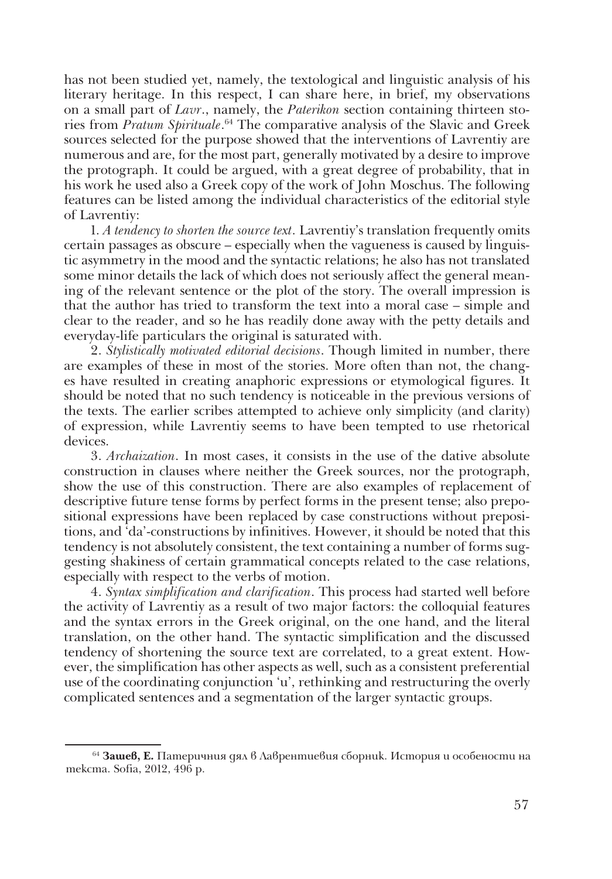has not been studied yet, namely, the textological and linguistic analysis of his literary heritage. In this respect, I can share here, in brief, my observations on a small part of *Lavr*., namely, the *Paterikon* section containing thirteen stories from *Pratum Spirituale*.[64] The comparative analysis of the Slavic and Greek sources selected for the purpose showed that the interventions of Lavrentiy are numerous and are, for the most part, generally motivated by a desire to improve the protograph. It could be argued, with a great degree of probability, that in his work he used also a Greek copy of the work of John Moschus. The following features can be listed among the individual characteristics of the editorial style of Lavrentiy:

1. *A tendency to shorten the source text*. Lavrentiy's translation frequently omits certain passages as obscure – especially when the vagueness is caused by linguistic asymmetry in the mood and the syntactic relations; he also has not translated some minor details the lack of which does not seriously affect the general meaning of the relevant sentence or the plot of the story. The overall impression is that the author has tried to transform the text into a moral case – simple and clear to the reader, and so he has readily done away with the petty details and everyday-life particulars the original is saturated with.

2. *Stylistically motivated editorial decisions*. Though limited in number, there are examples of these in most of the stories. More often than not, the changes have resulted in creating anaphoric expressions or etymological figures. It should be noted that no such tendency is noticeable in the previous versions of the texts. The earlier scribes attempted to achieve only simplicity (and clarity) of expression, while Lavrentiy seems to have been tempted to use rhetorical devices.

3. *Archaization*. In most cases, it consists in the use of the dative absolute construction in clauses where neither the Greek sources, nor the protograph, show the use of this construction. There are also examples of replacement of descriptive future tense forms by perfect forms in the present tense; also prepositional expressions have been replaced by case constructions without prepositions, and 'da'-constructions by infinitives. However, it should be noted that this tendency is not absolutely consistent, the text containing a number of forms suggesting shakiness of certain grammatical concepts related to the case relations, especially with respect to the verbs of motion.

4. *Syntax simplification and clarification*. This process had started well before the activity of Lavrentiy as a result of two major factors: the colloquial features and the syntax errors in the Greek original, on the one hand, and the literal translation, on the other hand. The syntactic simplification and the discussed tendency of shortening the source text are correlated, to a great extent. However, the simplification has other aspects as well, such as a consistent preferential use of the coordinating conjunction 'и', rethinking and restructuring the overly complicated sentences and a segmentation of the larger syntactic groups.

---

[64] **Зашев, Е.** Патеричния дял в Лаврентиевия сборник. История и особености на текста. Sofia, 2012, 496 p.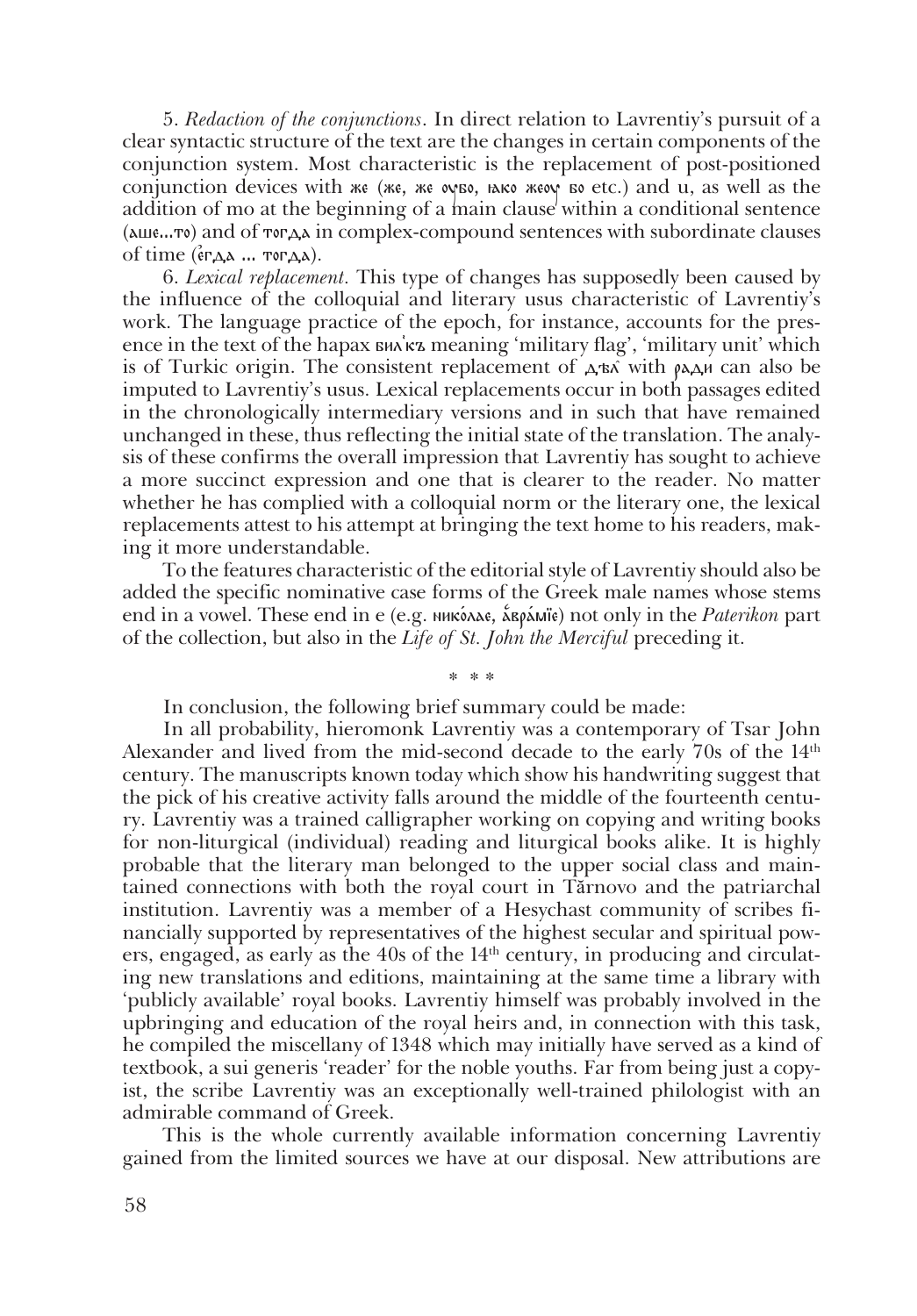5. *Redaction of the conjunctions*. In direct relation to Lavrentiy's pursuit of a clear syntactic structure of the text are the changes in certain components of the conjunction system. Most characteristic is the replacement of post-positioned conjunction devices with же (же, же оубо, ıако жеоу бо etc.) and и, as well as the addition of то at the beginning of a main clause within a conditional sentence (аще...то) and of тогда in complex-compound sentences with subordinate clauses of time (ѥгда ... тогда).

6. *Lexical replacement*. This type of changes has supposedly been caused by the influence of the colloquial and literary usus characteristic of Lavrentiy's work. The language practice of the epoch, for instance, accounts for the presence in the text of the hapax вилкъ meaning 'military flag', 'military unit' which is of Turkic origin. The consistent replacement of дѣл҄ with ради can also be imputed to Lavrentiy's usus. Lexical replacements occur in both passages edited in the chronologically intermediary versions and in such that have remained unchanged in these, thus reflecting the initial state of the translation. The analysis of these confirms the overall impression that Lavrentiy has sought to achieve a more succinct expression and one that is clearer to the reader. No matter whether he has complied with a colloquial norm or the literary one, the lexical replacements attest to his attempt at bringing the text home to his readers, making it more understandable.

To the features characteristic of the editorial style of Lavrentiy should also be added the specific nominative case forms of the Greek male names whose stems end in a vowel. These end in е (e.g. нико́лае, ӑвра́міе) not only in the *Paterikon* part of the collection, but also in the *Life of St. John the Merciful* preceding it.

\* \* \*

In conclusion, the following brief summary could be made:

In all probability, hieromonk Lavrentiy was a contemporary of Tsar John Alexander and lived from the mid-second decade to the early 70s of the 14th century. The manuscripts known today which show his handwriting suggest that the pick of his creative activity falls around the middle of the fourteenth century. Lavrentiy was a trained calligrapher working on copying and writing books for non-liturgical (individual) reading and liturgical books alike. It is highly probable that the literary man belonged to the upper social class and maintained connections with both the royal court in Tărnovo and the patriarchal institution. Lavrentiy was a member of a Hesychast community of scribes financially supported by representatives of the highest secular and spiritual powers, engaged, as early as the 40s of the 14th century, in producing and circulating new translations and editions, maintaining at the same time a library with 'publicly available' royal books. Lavrentiy himself was probably involved in the upbringing and education of the royal heirs and, in connection with this task, he compiled the miscellany of 1348 which may initially have served as a kind of textbook, a sui generis 'reader' for the noble youths. Far from being just a copyist, the scribe Lavrentiy was an exceptionally well-trained philologist with an admirable command of Greek.

This is the whole currently available information concerning Lavrentiy gained from the limited sources we have at our disposal. New attributions are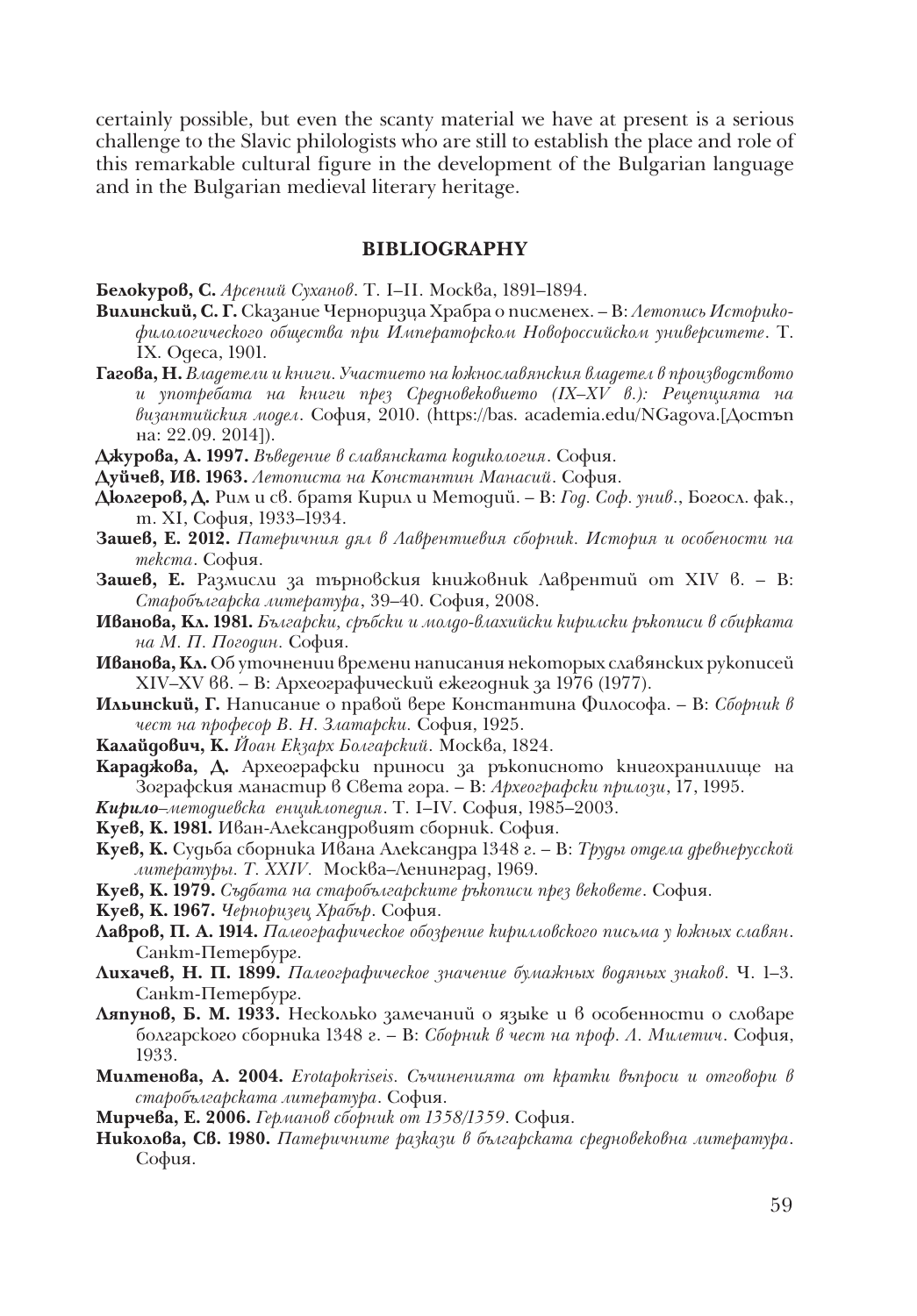certainly possible, but even the scanty material we have at present is a serious challenge to the Slavic philologists who are still to establish the place and role of this remarkable cultural figure in the development of the Bulgarian language and in the Bulgarian medieval literary heritage.

## BIBLIOGRAPHY

**Белокуров, С.** *Арсений Суханов*. Т. I–II. Москва, 1891–1894.

**Вилинский, С. Г.** Сказание Черноризца Храбра о писменех. – В: *Летопись Историко-филологического общества при Императорском Новороссийском университете*. Т. IX. Одеса, 1901.

**Гагова, Н.** *Владетели и книги. Участието на южнославянския владетел в производството и употребата на книги през Средновековието (IX–XV в.): Рецепцията на византийския модел*. София, 2010. (https://bas. academia.edu/NGagova.[Достъп на: 22.09. 2014]).

**Джурова, А. 1997.** *Въведение в славянската кодикология*. София.

**Дуйчев, Ив. 1963.** *Летописа на Константин Манасий*. София.

**Дюлгеров, Д.** Рим и св. братя Кирил и Методий. – В: *Год. Соф. унив*., Богосл. фак., т. XI, София, 1933–1934.

**Зашев, Е. 2012.** *Патеричния дял в Лаврентиевия сборник. История и особености на текста*. София.

**Зашев, Е.** Размисли за търновския книжовник Лаврентий от XIV в. – В: *Старобългарска литература*, 39–40. София, 2008.

**Иванова, Кл. 1981.** *Български, сръбски и молдо-влахийски кирилски ръкописи в сбирката на М. П. Погодин*. София.

**Иванова, Кл.** Об уточнении времени написания некоторых славянских рукописей XIV–XV вв. – В: Археографический ежегодник за 1976 (1977).

**Ильинский, Г.** Написание о правой вере Константина Философа. – В: *Сборник в чест на професор В. Н. Златарски*. София, 1925.

**Калайдович, К.** *Йоан Екзарх Болгарский*. Москва, 1824.

**Караджова, Д.** Археографски приноси за ръкописното книгохранилище на Зографския манастир в Света гора. – В: *Археографски прилози*, 17, 1995.

***Кирило–методиевска енциклопедия***. Т. I–IV. София, 1985–2003.

**Куев, К. 1981.** Иван-Александровият сборник. София.

**Куев, К.** Судьба сборника Ивана Александра 1348 г. – В: *Труды отдела древнерусской литературы. Т. XXIV*. Москва–Ленинград, 1969.

**Куев, К. 1979.** *Съдбата на старобългарските ръкописи през вековете*. София.

**Куев, К. 1967.** *Черноризец Храбър*. София.

**Лавров, П. А. 1914.** *Палеографическое обозрение кирилловского письма у южных славян*. Санкт-Петербург.

**Лихачев, Н. П. 1899.** *Палеографическое значение бумажных водяных знаков*. Ч. 1–3. Санкт-Петербург.

**Ляпунов, Б. М. 1933.** Несколько замечаний о языке и в особенности о словаре болгарского сборника 1348 г. – В: *Сборник в чест на проф. Л. Милетич*. София, 1933.

**Милтенова, А. 2004.** *Erotapokriseis. Съчиненията от кратки въпроси и отговори в старобългарската литература*. София.

**Мирчева, Е. 2006.** *Германов сборник от 1358/1359*. София.

**Николова, Св. 1980.** *Патеричните разкази в българската средновековна литература*. София.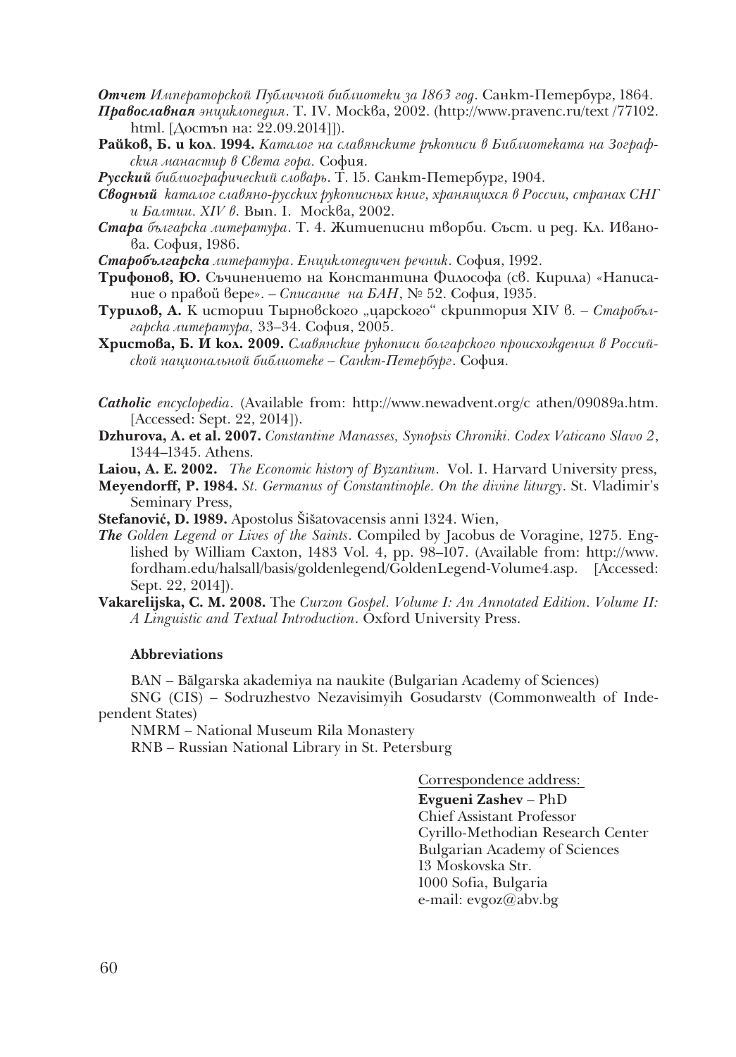***Отчет*** *Императорской Публичной библиотеки за 1863 год*. Санкт-Петербург, 1864.

***Православная*** *энциклопедия*. Т. IV. Москва, 2002. (http://www.pravenc.ru/text /77102. html. [Достъп на: 22.09.2014]]).

**Райков, Б. и кол. 1994.** *Каталог на славянските ръкописи в Библиотеката на Зографския манастир в Света гора*. София.

***Русский*** *библиографический словарь*. Т. 15. Санкт-Петербург, 1904.

***Сводный*** *каталог славяно-русских рукописных книг, хранящихся в России, странах СНГ и Балтии. XIV в*. Вып. I. Москва, 2002.

***Стара*** *българска литература*. Т. 4. Житиеписни творби. Съст. и ред. Кл. Иванова. София, 1986.

***Старобългарска*** *литература*. *Енциклопедичен речник*. София, 1992.

**Трифонов, Ю.** Съчинението на Константина Философа (св. Кирила) «Написание о правой вере». – *Списание на БАН*, № 52. София, 1935.

**Турилов, А.** К истории Тырновского „царского" скриптория XIV в. – *Старобългарска литература*, 33–34. София, 2005.

**Христова, Б. И кол. 2009.** *Славянские рукописи болгарского происхождения в Российской национальной библиотеке – Санкт-Петербург*. София.

***Catholic*** *encyclopedia*. (Available from: http://www.newadvent.org/c athen/09089a.htm. [Accessed: Sept. 22, 2014]).

**Dzhurova, A. et al. 2007.** *Constantine Manasses, Synopsis Chroniki. Codex Vaticano Slavo 2*, 1344–1345. Athens.

**Laiou, A. E. 2002.** *The Economic history of Byzantium*. Vol. I. Harvard University press,

**Meyendorff, P. 1984.** *St. Germanus of Constantinople. On the divine liturgy*. St. Vladimir's Seminary Press,

**Stefanović, D. 1989.** Apostolus Šišatovacensis anni 1324. Wien,

***The*** *Golden Legend or Lives of the Saints*. Compiled by Jacobus de Voragine, 1275. Englished by William Caxton, 1483 Vol. 4, pp. 98–107. (Available from: http://www.fordham.edu/halsall/basis/goldenlegend/GoldenLegend-Volume4.asp. [Accessed: Sept. 22, 2014]).

**Vakarelijska, C. M. 2008.** The *Curzon Gospel. Volume I: An Annotated Edition. Volume II: A Linguistic and Textual Introduction*. Oxford University Press.

#### Abbreviations

BAN – Bălgarska akademiya na naukite (Bulgarian Academy of Sciences)

SNG (CIS) – Sodruzhestvo Nezavisimyih Gosudarstv (Commonwealth of Independent States)

NMRM – National Museum Rila Monastery

RNB – Russian National Library in St. Petersburg

Correspondence address:

**Evgueni Zashev** – PhD
Chief Assistant Professor
Cyrillo-Methodian Research Center
Bulgarian Academy of Sciences
13 Moskovska Str.
1000 Sofia, Bulgaria
e-mail: evgoz@abv.bg